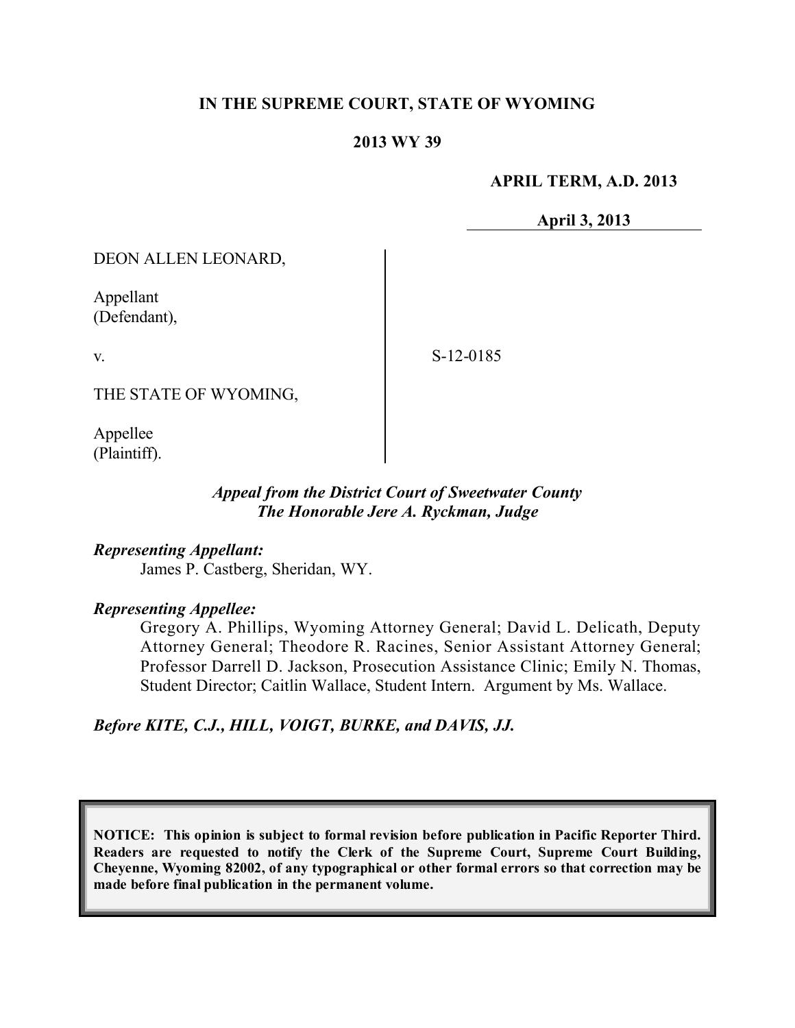# IN THE SUPREME COURT, STATE OF WYOMING

## 2013 WY 39

**APRIL TERM, A.D. 2013**

**April 3, 2013**

DEON ALLEN LEONARD,

Appellant
(Defendant),

v.

S-12-0185

THE STATE OF WYOMING,

Appellee
(Plaintiff).

*Appeal from the District Court of Sweetwater County*
*The Honorable Jere A. Ryckman, Judge*

***Representing Appellant:***

James P. Castberg, Sheridan, WY.

***Representing Appellee:***

Gregory A. Phillips, Wyoming Attorney General; David L. Delicath, Deputy Attorney General; Theodore R. Racines, Senior Assistant Attorney General; Professor Darrell D. Jackson, Prosecution Assistance Clinic; Emily N. Thomas, Student Director; Caitlin Wallace, Student Intern. Argument by Ms. Wallace.

***Before KITE, C.J., HILL, VOIGT, BURKE, and DAVIS, JJ.***

**NOTICE: This opinion is subject to formal revision before publication in Pacific Reporter Third. Readers are requested to notify the Clerk of the Supreme Court, Supreme Court Building, Cheyenne, Wyoming 82002, of any typographical or other formal errors so that correction may be made before final publication in the permanent volume.**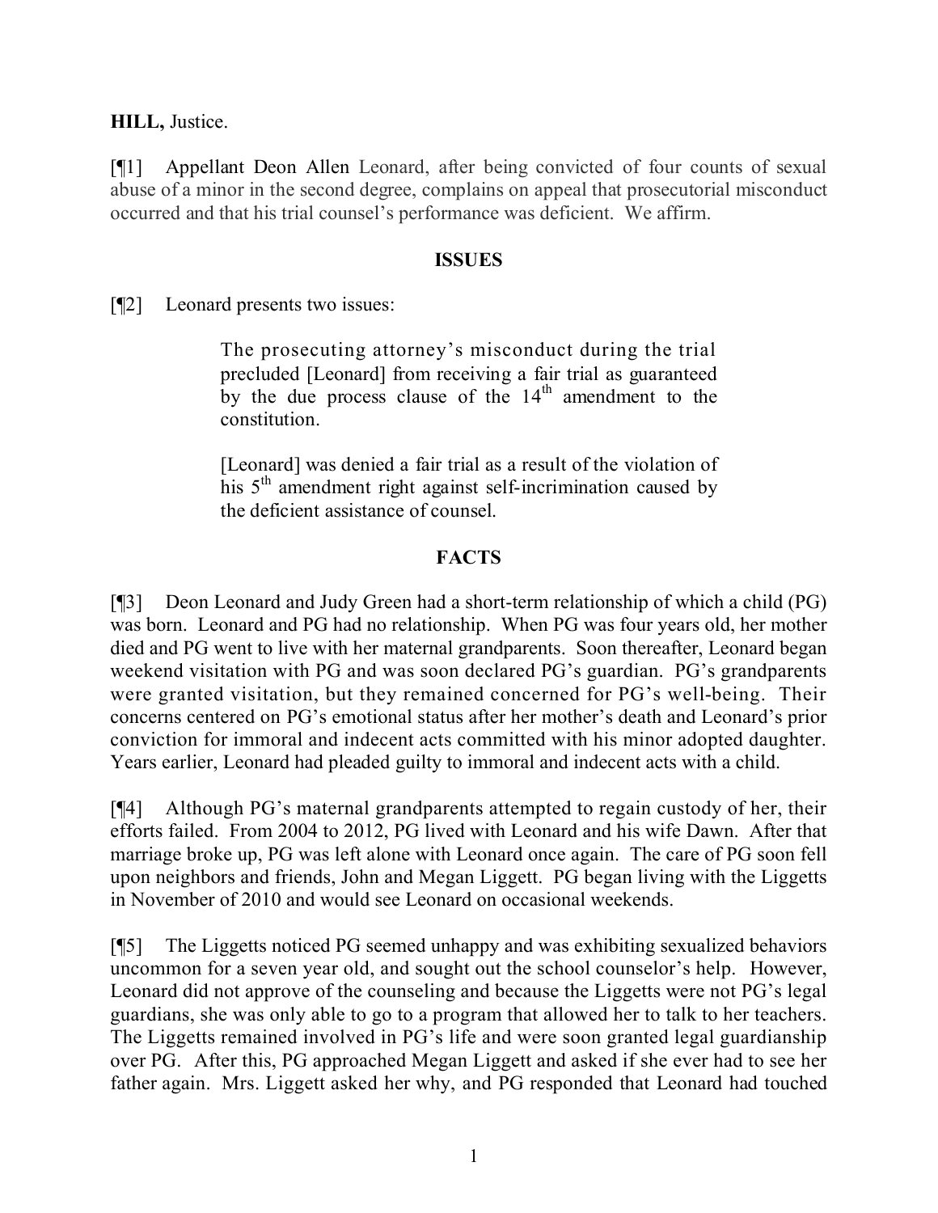**HILL,** Justice.

[¶1] Appellant Deon Allen Leonard, after being convicted of four counts of sexual abuse of a minor in the second degree, complains on appeal that prosecutorial misconduct occurred and that his trial counsel's performance was deficient. We affirm.

## ISSUES

[¶2] Leonard presents two issues:

> The prosecuting attorney's misconduct during the trial precluded [Leonard] from receiving a fair trial as guaranteed by the due process clause of the 14th amendment to the constitution.
>
> [Leonard] was denied a fair trial as a result of the violation of his 5th amendment right against self-incrimination caused by the deficient assistance of counsel.

## FACTS

[¶3] Deon Leonard and Judy Green had a short-term relationship of which a child (PG) was born. Leonard and PG had no relationship. When PG was four years old, her mother died and PG went to live with her maternal grandparents. Soon thereafter, Leonard began weekend visitation with PG and was soon declared PG's guardian. PG's grandparents were granted visitation, but they remained concerned for PG's well-being. Their concerns centered on PG's emotional status after her mother's death and Leonard's prior conviction for immoral and indecent acts committed with his minor adopted daughter. Years earlier, Leonard had pleaded guilty to immoral and indecent acts with a child.

[¶4] Although PG's maternal grandparents attempted to regain custody of her, their efforts failed. From 2004 to 2012, PG lived with Leonard and his wife Dawn. After that marriage broke up, PG was left alone with Leonard once again. The care of PG soon fell upon neighbors and friends, John and Megan Liggett. PG began living with the Liggetts in November of 2010 and would see Leonard on occasional weekends.

[¶5] The Liggetts noticed PG seemed unhappy and was exhibiting sexualized behaviors uncommon for a seven year old, and sought out the school counselor's help. However, Leonard did not approve of the counseling and because the Liggetts were not PG's legal guardians, she was only able to go to a program that allowed her to talk to her teachers. The Liggetts remained involved in PG's life and were soon granted legal guardianship over PG. After this, PG approached Megan Liggett and asked if she ever had to see her father again. Mrs. Liggett asked her why, and PG responded that Leonard had touched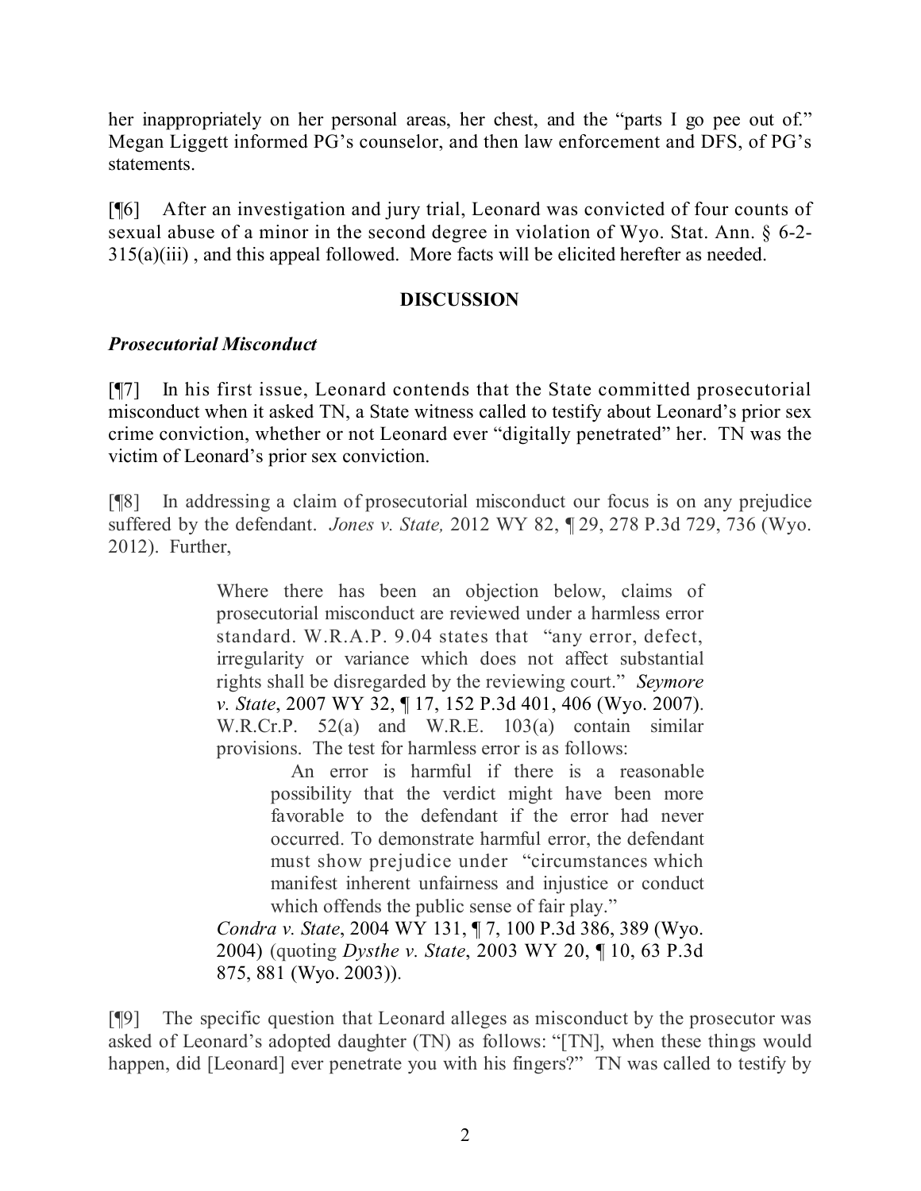her inappropriately on her personal areas, her chest, and the "parts I go pee out of." Megan Liggett informed PG's counselor, and then law enforcement and DFS, of PG's statements.

[¶6] After an investigation and jury trial, Leonard was convicted of four counts of sexual abuse of a minor in the second degree in violation of Wyo. Stat. Ann. § 6-2-315(a)(iii) , and this appeal followed. More facts will be elicited herefter as needed.

## DISCUSSION

### *Prosecutorial Misconduct*

[¶7] In his first issue, Leonard contends that the State committed prosecutorial misconduct when it asked TN, a State witness called to testify about Leonard's prior sex crime conviction, whether or not Leonard ever "digitally penetrated" her. TN was the victim of Leonard's prior sex conviction.

[¶8] In addressing a claim of prosecutorial misconduct our focus is on any prejudice suffered by the defendant. *Jones v. State,* 2012 WY 82, ¶ 29, 278 P.3d 729, 736 (Wyo. 2012). Further,

> Where there has been an objection below, claims of prosecutorial misconduct are reviewed under a harmless error standard. W.R.A.P. 9.04 states that "any error, defect, irregularity or variance which does not affect substantial rights shall be disregarded by the reviewing court." *Seymore v. State*, 2007 WY 32, ¶ 17, 152 P.3d 401, 406 (Wyo. 2007). W.R.Cr.P. 52(a) and W.R.E. 103(a) contain similar provisions. The test for harmless error is as follows:
>
> > An error is harmful if there is a reasonable possibility that the verdict might have been more favorable to the defendant if the error had never occurred. To demonstrate harmful error, the defendant must show prejudice under "circumstances which manifest inherent unfairness and injustice or conduct which offends the public sense of fair play."
>
> *Condra v. State*, 2004 WY 131, ¶ 7, 100 P.3d 386, 389 (Wyo. 2004) (quoting *Dysthe v. State*, 2003 WY 20, ¶ 10, 63 P.3d 875, 881 (Wyo. 2003)).

[¶9] The specific question that Leonard alleges as misconduct by the prosecutor was asked of Leonard's adopted daughter (TN) as follows: "[TN], when these things would happen, did [Leonard] ever penetrate you with his fingers?" TN was called to testify by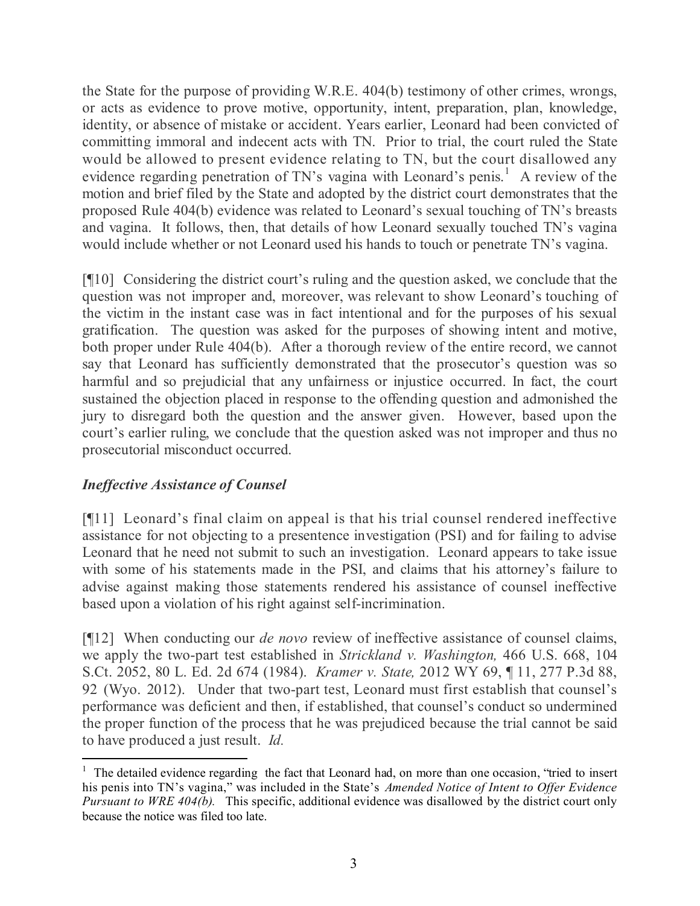the State for the purpose of providing W.R.E. 404(b) testimony of other crimes, wrongs, or acts as evidence to prove motive, opportunity, intent, preparation, plan, knowledge, identity, or absence of mistake or accident. Years earlier, Leonard had been convicted of committing immoral and indecent acts with TN. Prior to trial, the court ruled the State would be allowed to present evidence relating to TN, but the court disallowed any evidence regarding penetration of TN's vagina with Leonard's penis.[1] A review of the motion and brief filed by the State and adopted by the district court demonstrates that the proposed Rule 404(b) evidence was related to Leonard's sexual touching of TN's breasts and vagina. It follows, then, that details of how Leonard sexually touched TN's vagina would include whether or not Leonard used his hands to touch or penetrate TN's vagina.

[¶10] Considering the district court's ruling and the question asked, we conclude that the question was not improper and, moreover, was relevant to show Leonard's touching of the victim in the instant case was in fact intentional and for the purposes of his sexual gratification. The question was asked for the purposes of showing intent and motive, both proper under Rule 404(b). After a thorough review of the entire record, we cannot say that Leonard has sufficiently demonstrated that the prosecutor's question was so harmful and so prejudicial that any unfairness or injustice occurred. In fact, the court sustained the objection placed in response to the offending question and admonished the jury to disregard both the question and the answer given. However, based upon the court's earlier ruling, we conclude that the question asked was not improper and thus no prosecutorial misconduct occurred.

***Ineffective Assistance of Counsel***

[¶11] Leonard's final claim on appeal is that his trial counsel rendered ineffective assistance for not objecting to a presentence investigation (PSI) and for failing to advise Leonard that he need not submit to such an investigation. Leonard appears to take issue with some of his statements made in the PSI, and claims that his attorney's failure to advise against making those statements rendered his assistance of counsel ineffective based upon a violation of his right against self-incrimination.

[¶12] When conducting our *de novo* review of ineffective assistance of counsel claims, we apply the two-part test established in *Strickland v. Washington,* 466 U.S. 668, 104 S.Ct. 2052, 80 L. Ed. 2d 674 (1984). *Kramer v. State,* 2012 WY 69, ¶ 11, 277 P.3d 88, 92 (Wyo. 2012). Under that two-part test, Leonard must first establish that counsel's performance was deficient and then, if established, that counsel's conduct so undermined the proper function of the process that he was prejudiced because the trial cannot be said to have produced a just result. *Id.*

---

[1] The detailed evidence regarding the fact that Leonard had, on more than one occasion, "tried to insert his penis into TN's vagina," was included in the State's *Amended Notice of Intent to Offer Evidence Pursuant to WRE 404(b).* This specific, additional evidence was disallowed by the district court only because the notice was filed too late.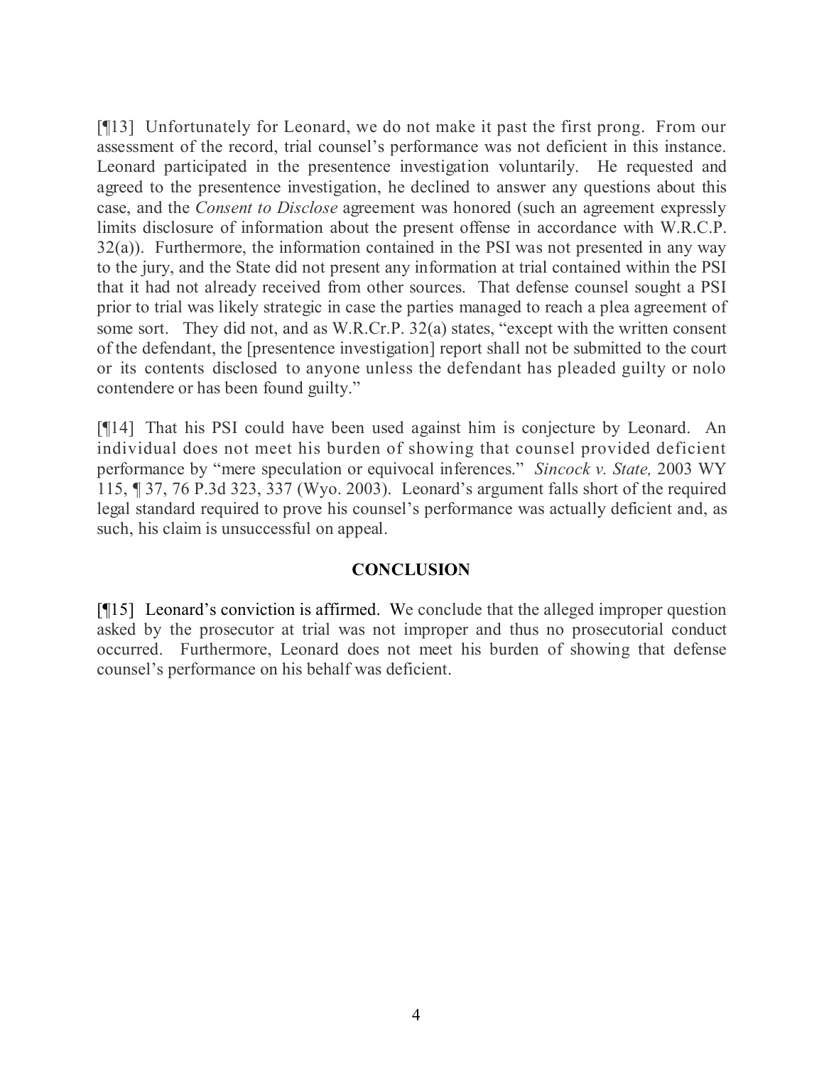[¶13] Unfortunately for Leonard, we do not make it past the first prong. From our assessment of the record, trial counsel's performance was not deficient in this instance. Leonard participated in the presentence investigation voluntarily. He requested and agreed to the presentence investigation, he declined to answer any questions about this case, and the *Consent to Disclose* agreement was honored (such an agreement expressly limits disclosure of information about the present offense in accordance with W.R.C.P. 32(a)). Furthermore, the information contained in the PSI was not presented in any way to the jury, and the State did not present any information at trial contained within the PSI that it had not already received from other sources. That defense counsel sought a PSI prior to trial was likely strategic in case the parties managed to reach a plea agreement of some sort. They did not, and as W.R.Cr.P. 32(a) states, "except with the written consent of the defendant, the [presentence investigation] report shall not be submitted to the court or its contents disclosed to anyone unless the defendant has pleaded guilty or nolo contendere or has been found guilty."

[¶14] That his PSI could have been used against him is conjecture by Leonard. An individual does not meet his burden of showing that counsel provided deficient performance by "mere speculation or equivocal inferences." *Sincock v. State,* 2003 WY 115, ¶ 37, 76 P.3d 323, 337 (Wyo. 2003). Leonard's argument falls short of the required legal standard required to prove his counsel's performance was actually deficient and, as such, his claim is unsuccessful on appeal.

## CONCLUSION

[¶15] Leonard's conviction is affirmed. We conclude that the alleged improper question asked by the prosecutor at trial was not improper and thus no prosecutorial conduct occurred. Furthermore, Leonard does not meet his burden of showing that defense counsel's performance on his behalf was deficient.